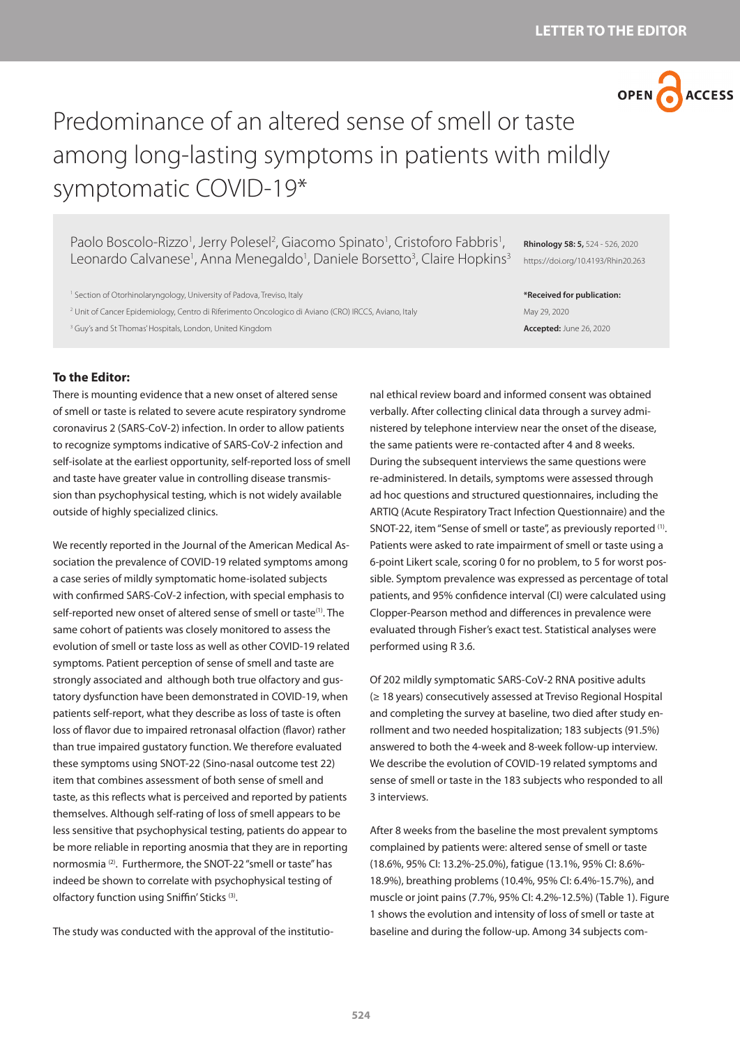LETTER TO THE EDITOR

# Predominance of an altered sense of smell or taste among long-lasting symptoms in patients with mildly symptomatic COVID-19*

Paolo Boscolo-Rizzo[1], Jerry Polesel[2], Giacomo Spinato[1], Cristoforo Fabbris[1], Leonardo Calvanese[1], Anna Menegaldo[1], Daniele Borsetto[3], Claire Hopkins[3]

[1] Section of Otorhinolaryngology, University of Padova, Treviso, Italy
[2] Unit of Cancer Epidemiology, Centro di Riferimento Oncologico di Aviano (CRO) IRCCS, Aviano, Italy
[3] Guy's and St Thomas' Hospitals, London, United Kingdom

**Rhinology 58: 5,** 524 - 526, 2020
https://doi.org/10.4193/Rhin20.263

***Received for publication:**
May 29, 2020
**Accepted:** June 26, 2020

**To the Editor:**

There is mounting evidence that a new onset of altered sense of smell or taste is related to severe acute respiratory syndrome coronavirus 2 (SARS-CoV-2) infection. In order to allow patients to recognize symptoms indicative of SARS-CoV-2 infection and self-isolate at the earliest opportunity, self-reported loss of smell and taste have greater value in controlling disease transmission than psychophysical testing, which is not widely available outside of highly specialized clinics.

We recently reported in the Journal of the American Medical Association the prevalence of COVID-19 related symptoms among a case series of mildly symptomatic home-isolated subjects with confirmed SARS-CoV-2 infection, with special emphasis to self-reported new onset of altered sense of smell or taste[1]. The same cohort of patients was closely monitored to assess the evolution of smell or taste loss as well as other COVID-19 related symptoms. Patient perception of sense of smell and taste are strongly associated and although both true olfactory and gustatory dysfunction have been demonstrated in COVID-19, when patients self-report, what they describe as loss of taste is often loss of flavor due to impaired retronasal olfaction (flavor) rather than true impaired gustatory function. We therefore evaluated these symptoms using SNOT-22 (Sino-nasal outcome test 22) item that combines assessment of both sense of smell and taste, as this reflects what is perceived and reported by patients themselves. Although self-rating of loss of smell appears to be less sensitive that psychophysical testing, patients do appear to be more reliable in reporting anosmia that they are in reporting normosmia [2]. Furthermore, the SNOT-22 "smell or taste" has indeed be shown to correlate with psychophysical testing of olfactory function using Sniffin' Sticks [3].

The study was conducted with the approval of the institutional ethical review board and informed consent was obtained verbally. After collecting clinical data through a survey administered by telephone interview near the onset of the disease, the same patients were re-contacted after 4 and 8 weeks. During the subsequent interviews the same questions were re-administered. In details, symptoms were assessed through ad hoc questions and structured questionnaires, including the ARTIQ (Acute Respiratory Tract Infection Questionnaire) and the SNOT-22, item "Sense of smell or taste", as previously reported [1]. Patients were asked to rate impairment of smell or taste using a 6-point Likert scale, scoring 0 for no problem, to 5 for worst possible. Symptom prevalence was expressed as percentage of total patients, and 95% confidence interval (CI) were calculated using Clopper-Pearson method and differences in prevalence were evaluated through Fisher's exact test. Statistical analyses were performed using R 3.6.

Of 202 mildly symptomatic SARS-CoV-2 RNA positive adults (≥ 18 years) consecutively assessed at Treviso Regional Hospital and completing the survey at baseline, two died after study enrollment and two needed hospitalization; 183 subjects (91.5%) answered to both the 4-week and 8-week follow-up interview. We describe the evolution of COVID-19 related symptoms and sense of smell or taste in the 183 subjects who responded to all 3 interviews.

After 8 weeks from the baseline the most prevalent symptoms complained by patients were: altered sense of smell or taste (18.6%, 95% CI: 13.2%-25.0%), fatigue (13.1%, 95% CI: 8.6%-18.9%), breathing problems (10.4%, 95% CI: 6.4%-15.7%), and muscle or joint pains (7.7%, 95% CI: 4.2%-12.5%) (Table 1). Figure 1 shows the evolution and intensity of loss of smell or taste at baseline and during the follow-up. Among 34 subjects com-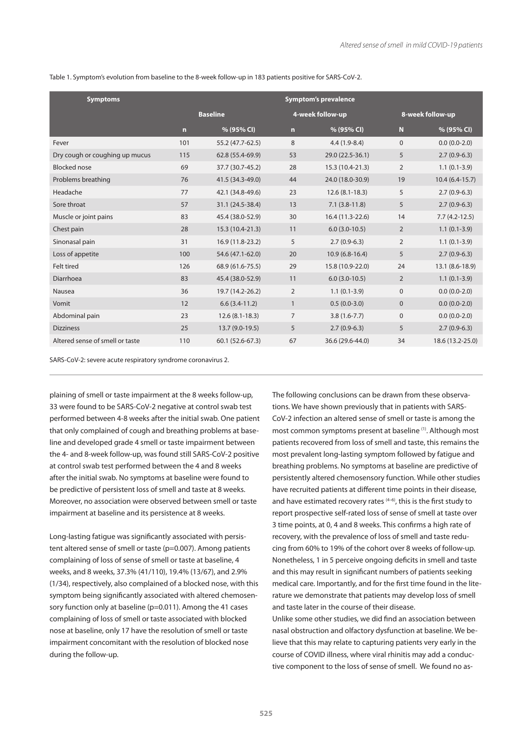Table 1. Symptom's evolution from baseline to the 8-week follow-up in 183 patients positive for SARS-CoV-2.

| Symptoms | Symptom's prevalence | | | | | |
|---|---|---|---|---|---|---|
| | Baseline | | 4-week follow-up | | 8-week follow-up | |
| | n | % (95% CI) | n | % (95% CI) | N | % (95% CI) |
| Fever | 101 | 55.2 (47.7-62.5) | 8 | 4.4 (1.9-8.4) | 0 | 0.0 (0.0-2.0) |
| Dry cough or coughing up mucus | 115 | 62.8 (55.4-69.9) | 53 | 29.0 (22.5-36.1) | 5 | 2.7 (0.9-6.3) |
| Blocked nose | 69 | 37.7 (30.7-45.2) | 28 | 15.3 (10.4-21.3) | 2 | 1.1 (0.1-3.9) |
| Problems breathing | 76 | 41.5 (34.3-49.0) | 44 | 24.0 (18.0-30.9) | 19 | 10.4 (6.4-15.7) |
| Headache | 77 | 42.1 (34.8-49.6) | 23 | 12.6 (8.1-18.3) | 5 | 2.7 (0.9-6.3) |
| Sore throat | 57 | 31.1 (24.5-38.4) | 13 | 7.1 (3.8-11.8) | 5 | 2.7 (0.9-6.3) |
| Muscle or joint pains | 83 | 45.4 (38.0-52.9) | 30 | 16.4 (11.3-22.6) | 14 | 7.7 (4.2-12.5) |
| Chest pain | 28 | 15.3 (10.4-21.3) | 11 | 6.0 (3.0-10.5) | 2 | 1.1 (0.1-3.9) |
| Sinonasal pain | 31 | 16.9 (11.8-23.2) | 5 | 2.7 (0.9-6.3) | 2 | 1.1 (0.1-3.9) |
| Loss of appetite | 100 | 54.6 (47.1-62.0) | 20 | 10.9 (6.8-16.4) | 5 | 2.7 (0.9-6.3) |
| Felt tired | 126 | 68.9 (61.6-75.5) | 29 | 15.8 (10.9-22.0) | 24 | 13.1 (8.6-18.9) |
| Diarrhoea | 83 | 45.4 (38.0-52.9) | 11 | 6.0 (3.0-10.5) | 2 | 1.1 (0.1-3.9) |
| Nausea | 36 | 19.7 (14.2-26.2) | 2 | 1.1 (0.1-3.9) | 0 | 0.0 (0.0-2.0) |
| Vomit | 12 | 6.6 (3.4-11.2) | 1 | 0.5 (0.0-3.0) | 0 | 0.0 (0.0-2.0) |
| Abdominal pain | 23 | 12.6 (8.1-18.3) | 7 | 3.8 (1.6-7.7) | 0 | 0.0 (0.0-2.0) |
| Dizziness | 25 | 13.7 (9.0-19.5) | 5 | 2.7 (0.9-6.3) | 5 | 2.7 (0.9-6.3) |
| Altered sense of smell or taste | 110 | 60.1 (52.6-67.3) | 67 | 36.6 (29.6-44.0) | 34 | 18.6 (13.2-25.0) |

SARS-CoV-2: severe acute respiratory syndrome coronavirus 2.

plaining of smell or taste impairment at the 8 weeks follow-up, 33 were found to be SARS-CoV-2 negative at control swab test performed between 4-8 weeks after the initial swab. One patient that only complained of cough and breathing problems at baseline and developed grade 4 smell or taste impairment between the 4- and 8-week follow-up, was found still SARS-CoV-2 positive at control swab test performed between the 4 and 8 weeks after the initial swab. No symptoms at baseline were found to be predictive of persistent loss of smell and taste at 8 weeks. Moreover, no association were observed between smell or taste impairment at baseline and its persistence at 8 weeks.

Long-lasting fatigue was significantly associated with persistent altered sense of smell or taste (p=0.007). Among patients complaining of loss of sense of smell or taste at baseline, 4 weeks, and 8 weeks, 37.3% (41/110), 19.4% (13/67), and 2.9% (1/34), respectively, also complained of a blocked nose, with this symptom being significantly associated with altered chemosensory function only at baseline (p=0.011). Among the 41 cases complaining of loss of smell or taste associated with blocked nose at baseline, only 17 have the resolution of smell or taste impairment concomitant with the resolution of blocked nose during the follow-up.

The following conclusions can be drawn from these observations. We have shown previously that in patients with SARS-CoV-2 infection an altered sense of smell or taste is among the most common symptoms present at baseline [1]. Although most patients recovered from loss of smell and taste, this remains the most prevalent long-lasting symptom followed by fatigue and breathing problems. No symptoms at baseline are predictive of persistently altered chemosensory function. While other studies have recruited patients at different time points in their disease, and have estimated recovery rates [4–6], this is the first study to report prospective self-rated loss of sense of smell at taste over 3 time points, at 0, 4 and 8 weeks. This confirms a high rate of recovery, with the prevalence of loss of smell and taste reducing from 60% to 19% of the cohort over 8 weeks of follow-up. Nonetheless, 1 in 5 perceive ongoing deficits in smell and taste and this may result in significant numbers of patients seeking medical care. Importantly, and for the first time found in the literature we demonstrate that patients may develop loss of smell and taste later in the course of their disease.

Unlike some other studies, we did find an association between nasal obstruction and olfactory dysfunction at baseline. We believe that this may relate to capturing patients very early in the course of COVID illness, where viral rhinitis may add a conductive component to the loss of sense of smell. We found no as-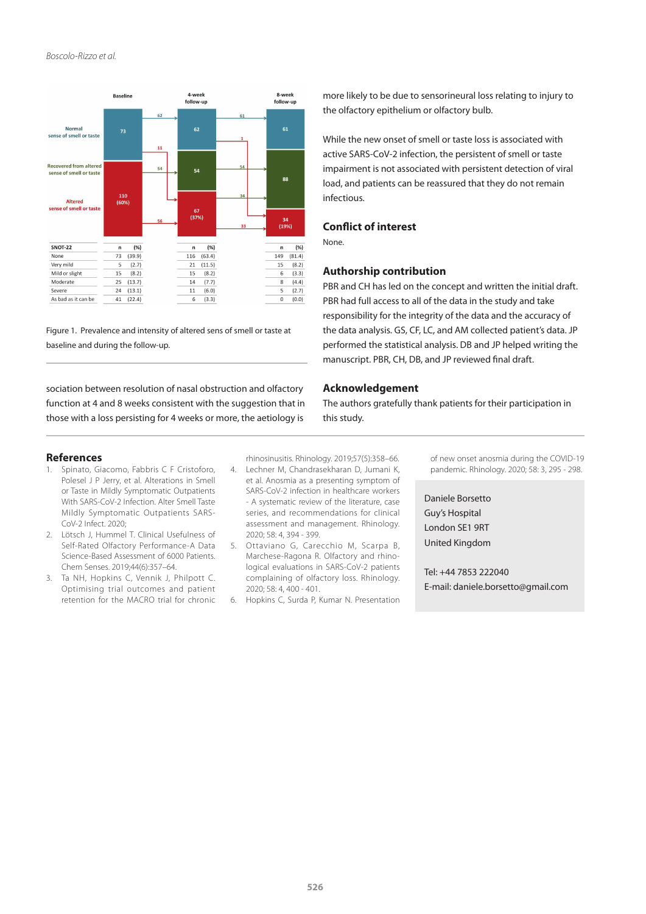Baseline

4-week follow-up

8-week follow-up

Normal sense of smell or taste

Recovered from altered sense of smell or taste

Altered sense of smell or taste

73

62

11

54

110 (60%)

56

62

54

67 (37%)

61

1

54

34

33

61

88

34 (19%)

| SNOT-22 | n | (%) | n | (%) | n | (%) |
|---|---|---|---|---|---|---|
| None | 73 | (39.9) | 116 | (63.4) | 149 | (81.4) |
| Very mild | 5 | (2.7) | 21 | (11.5) | 15 | (8.2) |
| Mild or slight | 15 | (8.2) | 15 | (8.2) | 6 | (3.3) |
| Moderate | 25 | (13.7) | 14 | (7.7) | 8 | (4.4) |
| Severe | 24 | (13.1) | 11 | (6.0) | 5 | (2.7) |
| As bad as it can be | 41 | (22.4) | 6 | (3.3) | 0 | (0.0) |

Figure 1. Prevalence and intensity of altered sens of smell or taste at baseline and during the follow-up.

sociation between resolution of nasal obstruction and olfactory function at 4 and 8 weeks consistent with the suggestion that in those with a loss persisting for 4 weeks or more, the aetiology is more likely to be due to sensorineural loss relating to injury to the olfactory epithelium or olfactory bulb.

While the new onset of smell or taste loss is associated with active SARS-CoV-2 infection, the persistent of smell or taste impairment is not associated with persistent detection of viral load, and patients can be reassured that they do not remain infectious.

## Conflict of interest

None.

## Authorship contribution

PBR and CH has led on the concept and written the initial draft. PBR had full access to all of the data in the study and take responsibility for the integrity of the data and the accuracy of the data analysis. GS, CF, LC, and AM collected patient's data. JP performed the statistical analysis. DB and JP helped writing the manuscript. PBR, CH, DB, and JP reviewed final draft.

## Acknowledgement

The authors gratefully thank patients for their participation in this study.

## References

1. Spinato, Giacomo, Fabbris C F Cristoforo, Polesel J P Jerry, et al. Alterations in Smell or Taste in Mildly Symptomatic Outpatients With SARS-CoV-2 Infection. Alter Smell Taste Mildly Symptomatic Outpatients SARS-CoV-2 Infect. 2020;
2. Lötsch J, Hummel T. Clinical Usefulness of Self-Rated Olfactory Performance-A Data Science-Based Assessment of 6000 Patients. Chem Senses. 2019;44(6):357–64.
3. Ta NH, Hopkins C, Vennik J, Philpott C. Optimising trial outcomes and patient retention for the MACRO trial for chronic rhinosinusitis. Rhinology. 2019;57(5):358–66.
4. Lechner M, Chandrasekharan D, Jumani K, et al. Anosmia as a presenting symptom of SARS-CoV-2 infection in healthcare workers - A systematic review of the literature, case series, and recommendations for clinical assessment and management. Rhinology. 2020; 58: 4, 394 - 399.
5. Ottaviano G, Carecchio M, Scarpa B, Marchese-Ragona R. Olfactory and rhinological evaluations in SARS-CoV-2 patients complaining of olfactory loss. Rhinology. 2020; 58: 4, 400 - 401.
6. Hopkins C, Surda P, Kumar N. Presentation of new onset anosmia during the COVID-19 pandemic. Rhinology. 2020; 58: 3, 295 - 298.

Daniele Borsetto
Guy's Hospital
London SE1 9RT
United Kingdom

Tel: +44 7853 222040
E-mail: daniele.borsetto@gmail.com